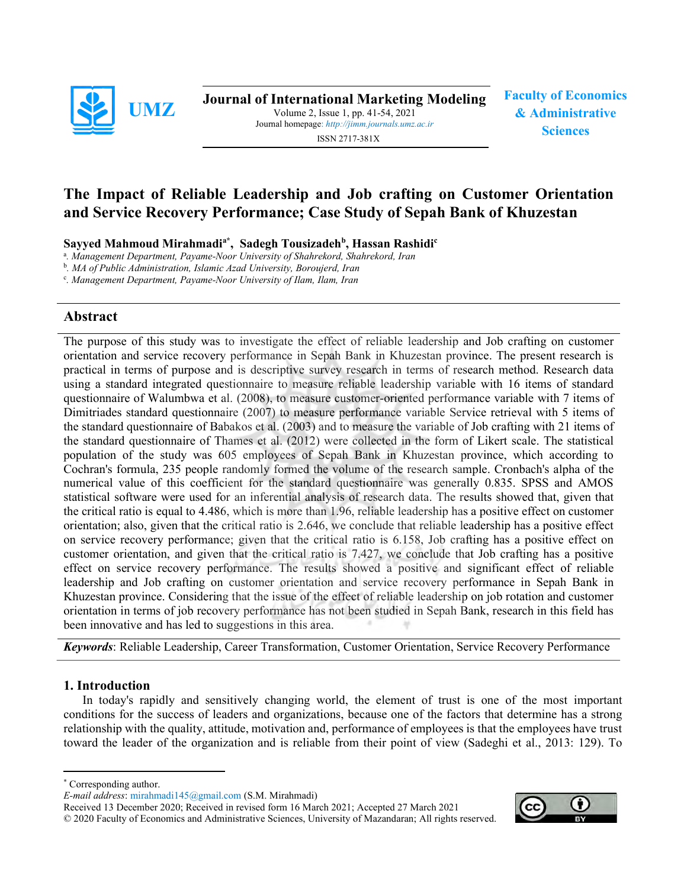UMZ

**Journal of International Marketing Modeling**
Volume 2, Issue 1, pp. 41-54, 2021
Journal homepage: http://jimm.journals.umz.ac.ir
ISSN 2717-381X

**Faculty of Economics & Administrative Sciences**

# The Impact of Reliable Leadership and Job crafting on Customer Orientation and Service Recovery Performance; Case Study of Sepah Bank of Khuzestan

**Sayyed Mahmoud Mirahmadi[a*], Sadegh Tousizadeh[b], Hassan Rashidi[c]**

[a]. *Management Department, Payame-Noor University of Shahrekord, Shahrekord, Iran*
[b]. *MA of Public Administration, Islamic Azad University, Boroujerd, Iran*
[c]. *Management Department, Payame-Noor University of Ilam, Ilam, Iran*

## Abstract

The purpose of this study was to investigate the effect of reliable leadership and Job crafting on customer orientation and service recovery performance in Sepah Bank in Khuzestan province. The present research is practical in terms of purpose and is descriptive survey research in terms of research method. Research data using a standard integrated questionnaire to measure reliable leadership variable with 16 items of standard questionnaire of Walumbwa et al. (2008), to measure customer-oriented performance variable with 7 items of Dimitriades standard questionnaire (2007) to measure performance variable Service retrieval with 5 items of the standard questionnaire of Babakos et al. (2003) and to measure the variable of Job crafting with 21 items of the standard questionnaire of Thames et al. (2012) were collected in the form of Likert scale. The statistical population of the study was 605 employees of Sepah Bank in Khuzestan province, which according to Cochran's formula, 235 people randomly formed the volume of the research sample. Cronbach's alpha of the numerical value of this coefficient for the standard questionnaire was generally 0.835. SPSS and AMOS statistical software were used for an inferential analysis of research data. The results showed that, given that the critical ratio is equal to 4.486, which is more than 1.96, reliable leadership has a positive effect on customer orientation; also, given that the critical ratio is 2.646, we conclude that reliable leadership has a positive effect on service recovery performance; given that the critical ratio is 6.158, Job crafting has a positive effect on customer orientation, and given that the critical ratio is 7.427, we conclude that Job crafting has a positive effect on service recovery performance. The results showed a positive and significant effect of reliable leadership and Job crafting on customer orientation and service recovery performance in Sepah Bank in Khuzestan province. Considering that the issue of the effect of reliable leadership on job rotation and customer orientation in terms of job recovery performance has not been studied in Sepah Bank, research in this field has been innovative and has led to suggestions in this area.

***Keywords***: Reliable Leadership, Career Transformation, Customer Orientation, Service Recovery Performance

## 1. Introduction

In today's rapidly and sensitively changing world, the element of trust is one of the most important conditions for the success of leaders and organizations, because one of the factors that determine has a strong relationship with the quality, attitude, motivation and, performance of employees is that the employees have trust toward the leader of the organization and is reliable from their point of view (Sadeghi et al., 2013: 129). To

---

[*] Corresponding author.
*E-mail address*: mirahmadi145@gmail.com (S.M. Mirahmadi)
Received 13 December 2020; Received in revised form 16 March 2021; Accepted 27 March 2021
© 2020 Faculty of Economics and Administrative Sciences, University of Mazandaran; All rights reserved.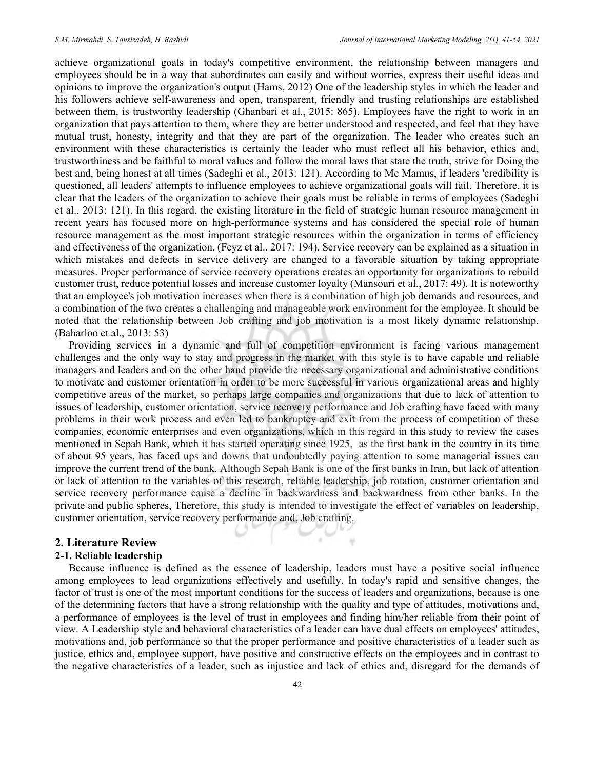achieve organizational goals in today's competitive environment, the relationship between managers and employees should be in a way that subordinates can easily and without worries, express their useful ideas and opinions to improve the organization's output (Hams, 2012) One of the leadership styles in which the leader and his followers achieve self-awareness and open, transparent, friendly and trusting relationships are established between them, is trustworthy leadership (Ghanbari et al., 2015: 865). Employees have the right to work in an organization that pays attention to them, where they are better understood and respected, and feel that they have mutual trust, honesty, integrity and that they are part of the organization. The leader who creates such an environment with these characteristics is certainly the leader who must reflect all his behavior, ethics and, trustworthiness and be faithful to moral values and follow the moral laws that state the truth, strive for Doing the best and, being honest at all times (Sadeghi et al., 2013: 121). According to Mc Mamus, if leaders 'credibility is questioned, all leaders' attempts to influence employees to achieve organizational goals will fail. Therefore, it is clear that the leaders of the organization to achieve their goals must be reliable in terms of employees (Sadeghi et al., 2013: 121). In this regard, the existing literature in the field of strategic human resource management in recent years has focused more on high-performance systems and has considered the special role of human resource management as the most important strategic resources within the organization in terms of efficiency and effectiveness of the organization. (Feyz et al., 2017: 194). Service recovery can be explained as a situation in which mistakes and defects in service delivery are changed to a favorable situation by taking appropriate measures. Proper performance of service recovery operations creates an opportunity for organizations to rebuild customer trust, reduce potential losses and increase customer loyalty (Mansouri et al., 2017: 49). It is noteworthy that an employee's job motivation increases when there is a combination of high job demands and resources, and a combination of the two creates a challenging and manageable work environment for the employee. It should be noted that the relationship between Job crafting and job motivation is a most likely dynamic relationship. (Baharloo et al., 2013: 53)

Providing services in a dynamic and full of competition environment is facing various management challenges and the only way to stay and progress in the market with this style is to have capable and reliable managers and leaders and on the other hand provide the necessary organizational and administrative conditions to motivate and customer orientation in order to be more successful in various organizational areas and highly competitive areas of the market, so perhaps large companies and organizations that due to lack of attention to issues of leadership, customer orientation, service recovery performance and Job crafting have faced with many problems in their work process and even led to bankruptcy and exit from the process of competition of these companies, economic enterprises and even organizations, which in this regard in this study to review the cases mentioned in Sepah Bank, which it has started operating since 1925, as the first bank in the country in its time of about 95 years, has faced ups and downs that undoubtedly paying attention to some managerial issues can improve the current trend of the bank. Although Sepah Bank is one of the first banks in Iran, but lack of attention or lack of attention to the variables of this research, reliable leadership, job rotation, customer orientation and service recovery performance cause a decline in backwardness and backwardness from other banks. In the private and public spheres, Therefore, this study is intended to investigate the effect of variables on leadership, customer orientation, service recovery performance and, Job crafting.

## 2. Literature Review

### 2-1. Reliable leadership

Because influence is defined as the essence of leadership, leaders must have a positive social influence among employees to lead organizations effectively and usefully. In today's rapid and sensitive changes, the factor of trust is one of the most important conditions for the success of leaders and organizations, because is one of the determining factors that have a strong relationship with the quality and type of attitudes, motivations and, a performance of employees is the level of trust in employees and finding him/her reliable from their point of view. A Leadership style and behavioral characteristics of a leader can have dual effects on employees' attitudes, motivations and, job performance so that the proper performance and positive characteristics of a leader such as justice, ethics and, employee support, have positive and constructive effects on the employees and in contrast to the negative characteristics of a leader, such as injustice and lack of ethics and, disregard for the demands of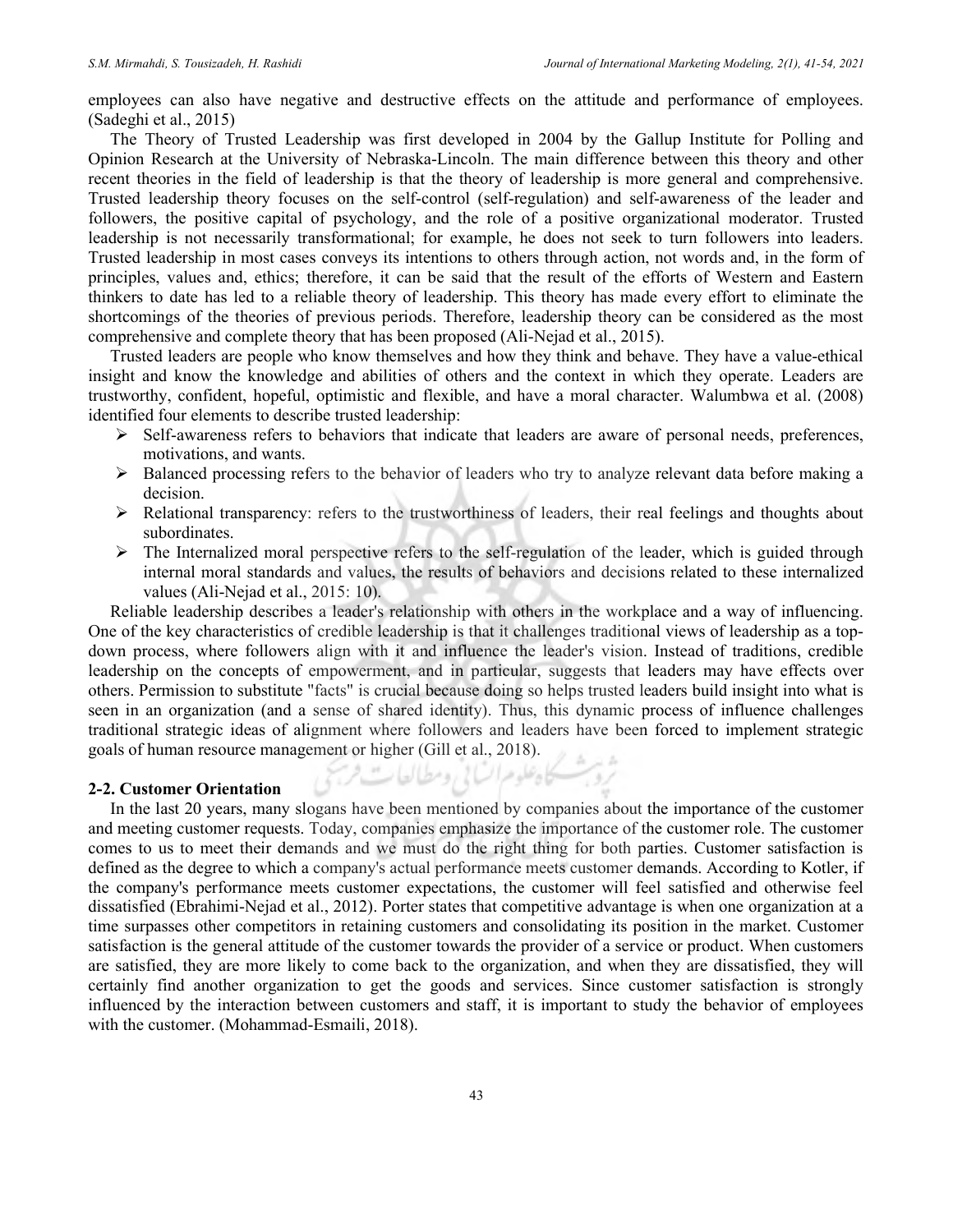employees can also have negative and destructive effects on the attitude and performance of employees. (Sadeghi et al., 2015)

The Theory of Trusted Leadership was first developed in 2004 by the Gallup Institute for Polling and Opinion Research at the University of Nebraska-Lincoln. The main difference between this theory and other recent theories in the field of leadership is that the theory of leadership is more general and comprehensive. Trusted leadership theory focuses on the self-control (self-regulation) and self-awareness of the leader and followers, the positive capital of psychology, and the role of a positive organizational moderator. Trusted leadership is not necessarily transformational; for example, he does not seek to turn followers into leaders. Trusted leadership in most cases conveys its intentions to others through action, not words and, in the form of principles, values and, ethics; therefore, it can be said that the result of the efforts of Western and Eastern thinkers to date has led to a reliable theory of leadership. This theory has made every effort to eliminate the shortcomings of the theories of previous periods. Therefore, leadership theory can be considered as the most comprehensive and complete theory that has been proposed (Ali-Nejad et al., 2015).

Trusted leaders are people who know themselves and how they think and behave. They have a value-ethical insight and know the knowledge and abilities of others and the context in which they operate. Leaders are trustworthy, confident, hopeful, optimistic and flexible, and have a moral character. Walumbwa et al. (2008) identified four elements to describe trusted leadership:

- Self-awareness refers to behaviors that indicate that leaders are aware of personal needs, preferences, motivations, and wants.
- Balanced processing refers to the behavior of leaders who try to analyze relevant data before making a decision.
- Relational transparency: refers to the trustworthiness of leaders, their real feelings and thoughts about subordinates.
- The Internalized moral perspective refers to the self-regulation of the leader, which is guided through internal moral standards and values, the results of behaviors and decisions related to these internalized values (Ali-Nejad et al., 2015: 10).

Reliable leadership describes a leader's relationship with others in the workplace and a way of influencing. One of the key characteristics of credible leadership is that it challenges traditional views of leadership as a top-down process, where followers align with it and influence the leader's vision. Instead of traditions, credible leadership on the concepts of empowerment, and in particular, suggests that leaders may have effects over others. Permission to substitute "facts" is crucial because doing so helps trusted leaders build insight into what is seen in an organization (and a sense of shared identity). Thus, this dynamic process of influence challenges traditional strategic ideas of alignment where followers and leaders have been forced to implement strategic goals of human resource management or higher (Gill et al., 2018).

## 2-2. Customer Orientation

In the last 20 years, many slogans have been mentioned by companies about the importance of the customer and meeting customer requests. Today, companies emphasize the importance of the customer role. The customer comes to us to meet their demands and we must do the right thing for both parties. Customer satisfaction is defined as the degree to which a company's actual performance meets customer demands. According to Kotler, if the company's performance meets customer expectations, the customer will feel satisfied and otherwise feel dissatisfied (Ebrahimi-Nejad et al., 2012). Porter states that competitive advantage is when one organization at a time surpasses other competitors in retaining customers and consolidating its position in the market. Customer satisfaction is the general attitude of the customer towards the provider of a service or product. When customers are satisfied, they are more likely to come back to the organization, and when they are dissatisfied, they will certainly find another organization to get the goods and services. Since customer satisfaction is strongly influenced by the interaction between customers and staff, it is important to study the behavior of employees with the customer. (Mohammad-Esmaili, 2018).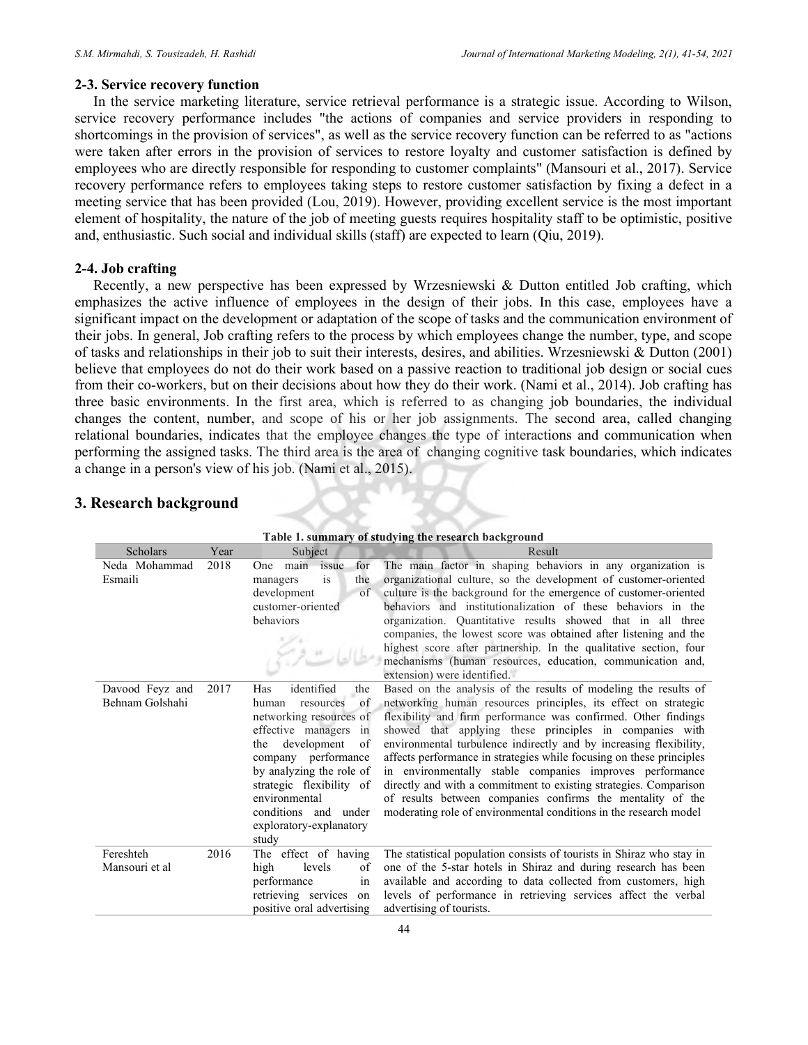### 2-3. Service recovery function

In the service marketing literature, service retrieval performance is a strategic issue. According to Wilson, service recovery performance includes "the actions of companies and service providers in responding to shortcomings in the provision of services", as well as the service recovery function can be referred to as "actions were taken after errors in the provision of services to restore loyalty and customer satisfaction is defined by employees who are directly responsible for responding to customer complaints" (Mansouri et al., 2017). Service recovery performance refers to employees taking steps to restore customer satisfaction by fixing a defect in a meeting service that has been provided (Lou, 2019). However, providing excellent service is the most important element of hospitality, the nature of the job of meeting guests requires hospitality staff to be optimistic, positive and, enthusiastic. Such social and individual skills (staff) are expected to learn (Qiu, 2019).

### 2-4. Job crafting

Recently, a new perspective has been expressed by Wrzesniewski & Dutton entitled Job crafting, which emphasizes the active influence of employees in the design of their jobs. In this case, employees have a significant impact on the development or adaptation of the scope of tasks and the communication environment of their jobs. In general, Job crafting refers to the process by which employees change the number, type, and scope of tasks and relationships in their job to suit their interests, desires, and abilities. Wrzesniewski & Dutton (2001) believe that employees do not do their work based on a passive reaction to traditional job design or social cues from their co-workers, but on their decisions about how they do their work. (Nami et al., 2014). Job crafting has three basic environments. In the first area, which is referred to as changing job boundaries, the individual changes the content, number, and scope of his or her job assignments. The second area, called changing relational boundaries, indicates that the employee changes the type of interactions and communication when performing the assigned tasks. The third area is the area of changing cognitive task boundaries, which indicates a change in a person's view of his job. (Nami et al., 2015).

## 3. Research background

**Table 1. summary of studying the research background**

| Scholars | Year | Subject | Result |
|---|---|---|---|
| Neda Mohammad Esmaili | 2018 | One main issue for managers is the development of customer-oriented behaviors | The main factor in shaping behaviors in any organization is organizational culture, so the development of customer-oriented culture is the background for the emergence of customer-oriented behaviors and institutionalization of these behaviors in the organization. Quantitative results showed that in all three companies, the lowest score was obtained after listening and the highest score after partnership. In the qualitative section, four mechanisms (human resources, education, communication and, extension) were identified. |
| Davood Feyz and Behnam Golshahi | 2017 | Has identified the human resources of networking resources of effective managers in the development of company performance by analyzing the role of strategic flexibility of environmental conditions and under exploratory-explanatory study | Based on the analysis of the results of modeling the results of networking human resources principles, its effect on strategic flexibility and firm performance was confirmed. Other findings showed that applying these principles in companies with environmental turbulence indirectly and by increasing flexibility, affects performance in strategies while focusing on these principles in environmentally stable companies improves performance directly and with a commitment to existing strategies. Comparison of results between companies confirms the mentality of the moderating role of environmental conditions in the research model |
| Fereshteh Mansouri et al | 2016 | The effect of having high levels of performance in retrieving services on positive oral advertising | The statistical population consists of tourists in Shiraz who stay in one of the 5-star hotels in Shiraz and during research has been available and according to data collected from customers, high levels of performance in retrieving services affect the verbal advertising of tourists. |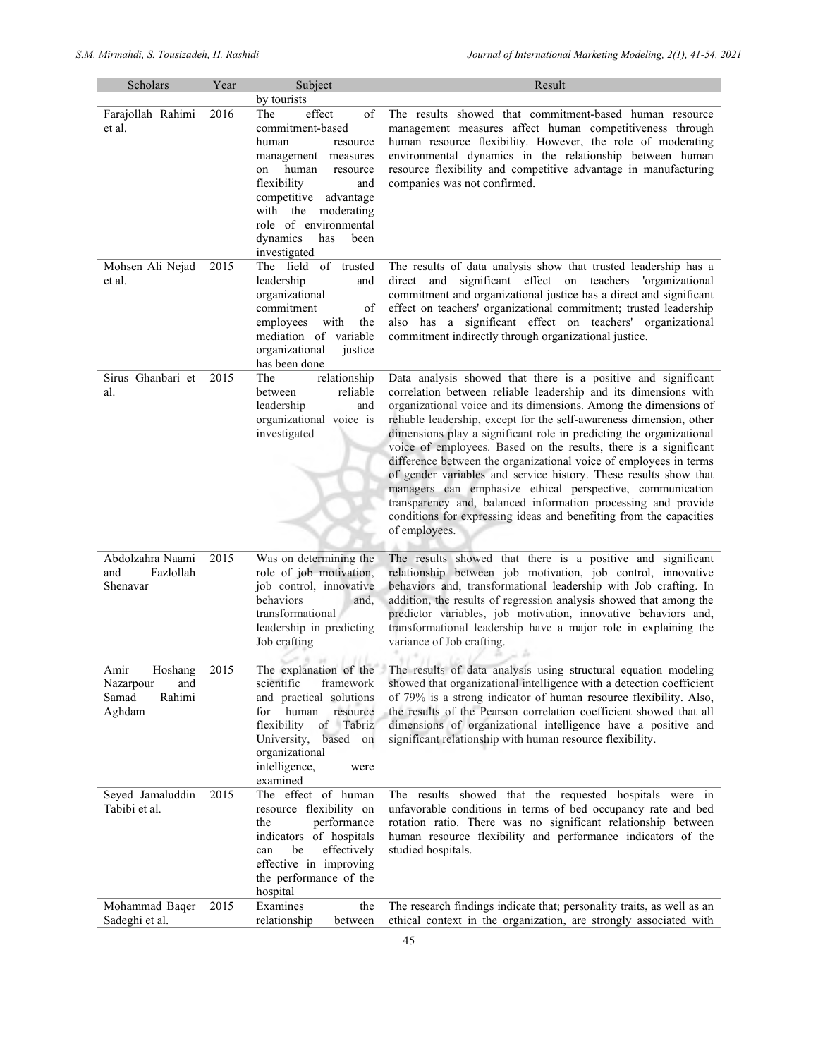| Scholars | Year | Subject | Result |
|---|---|---|---|
| | | by tourists | |
| Farajollah Rahimi et al. | 2016 | The effect of commitment-based human resource management measures on human resource flexibility and competitive advantage with the moderating role of environmental dynamics has been investigated | The results showed that commitment-based human resource management measures affect human competitiveness through human resource flexibility. However, the role of moderating environmental dynamics in the relationship between human resource flexibility and competitive advantage in manufacturing companies was not confirmed. |
| Mohsen Ali Nejad et al. | 2015 | The field of trusted leadership and organizational commitment of employees with the mediation of variable organizational justice has been done | The results of data analysis show that trusted leadership has a direct and significant effect on teachers 'organizational commitment and organizational justice has a direct and significant effect on teachers' organizational commitment; trusted leadership also has a significant effect on teachers' organizational commitment indirectly through organizational justice. |
| Sirus Ghanbari et al. | 2015 | The relationship between reliable leadership and organizational voice is investigated | Data analysis showed that there is a positive and significant correlation between reliable leadership and its dimensions with organizational voice and its dimensions. Among the dimensions of reliable leadership, except for the self-awareness dimension, other dimensions play a significant role in predicting the organizational voice of employees. Based on the results, there is a significant difference between the organizational voice of employees in terms of gender variables and service history. These results show that managers can emphasize ethical perspective, communication transparency and, balanced information processing and provide conditions for expressing ideas and benefiting from the capacities of employees. |
| Abdolzahra Naami and Fazlollah Shenavar | 2015 | Was on determining the role of job motivation, job control, innovative behaviors and, transformational leadership in predicting Job crafting | The results showed that there is a positive and significant relationship between job motivation, job control, innovative behaviors and, transformational leadership with Job crafting. In addition, the results of regression analysis showed that among the predictor variables, job motivation, innovative behaviors and, transformational leadership have a major role in explaining the variance of Job crafting. |
| Amir Hoshang Nazarpour and Samad Rahimi Aghdam | 2015 | The explanation of the scientific framework and practical solutions for human resource flexibility of Tabriz University, based on organizational intelligence, were examined | The results of data analysis using structural equation modeling showed that organizational intelligence with a detection coefficient of 79% is a strong indicator of human resource flexibility. Also, the results of the Pearson correlation coefficient showed that all dimensions of organizational intelligence have a positive and significant relationship with human resource flexibility. |
| Seyed Jamaluddin Tabibi et al. | 2015 | The effect of human resource flexibility on the performance indicators of hospitals can be effectively effective in improving the performance of the hospital | The results showed that the requested hospitals were in unfavorable conditions in terms of bed occupancy rate and bed rotation ratio. There was no significant relationship between human resource flexibility and performance indicators of the studied hospitals. |
| Mohammad Baqer Sadeghi et al. | 2015 | Examines the relationship between | The research findings indicate that; personality traits, as well as an ethical context in the organization, are strongly associated with |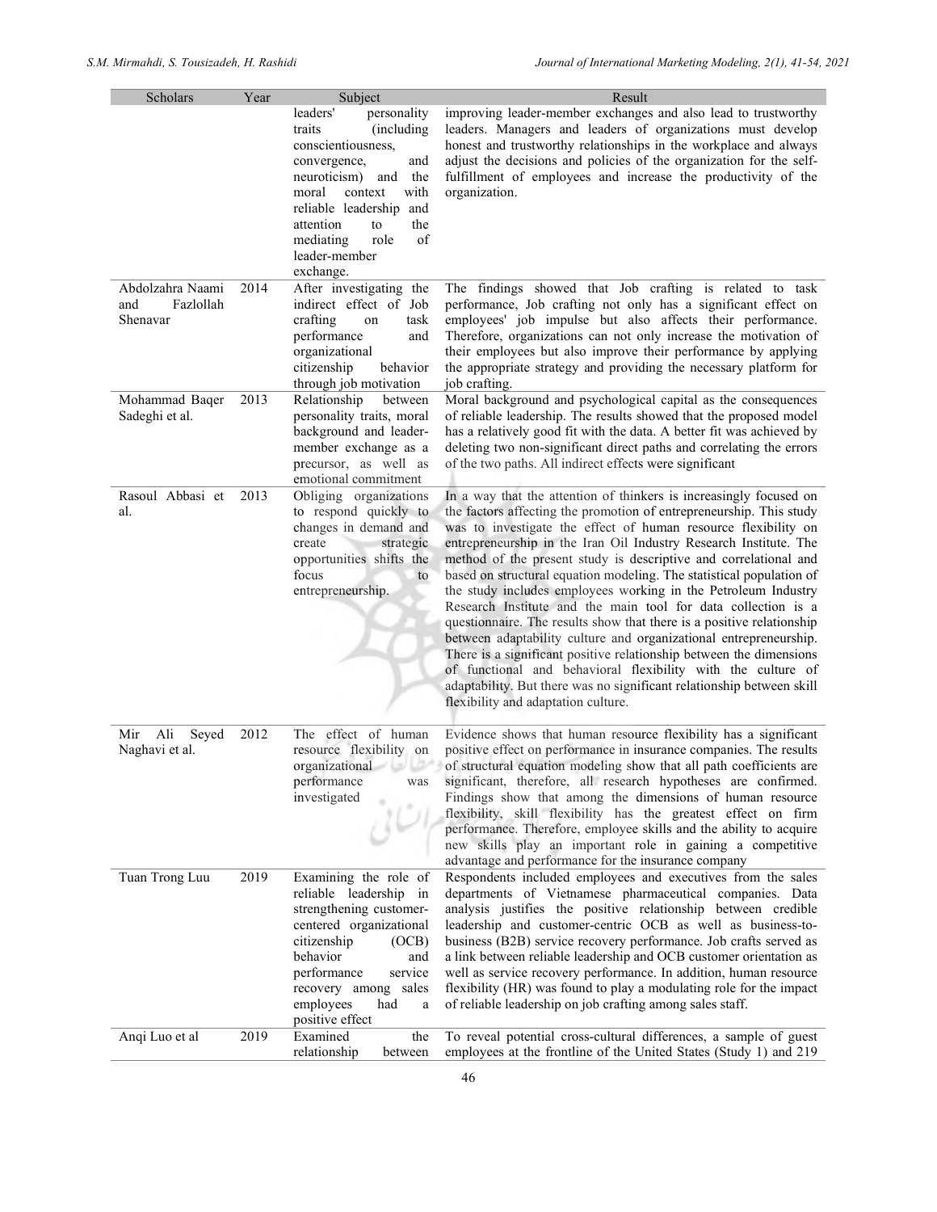| Scholars | Year | Subject | Result |
|---|---|---|---|
| | | leaders' personality traits (including conscientiousness, convergence, and neuroticism) and the moral context with reliable leadership and attention to the mediating role of leader-member exchange. | improving leader-member exchanges and also lead to trustworthy leaders. Managers and leaders of organizations must develop honest and trustworthy relationships in the workplace and always adjust the decisions and policies of the organization for the self-fulfillment of employees and increase the productivity of the organization. |
| Abdolzahra Naami and Fazlollah Shenavar | 2014 | After investigating the indirect effect of Job crafting on task performance and organizational citizenship behavior through job motivation | The findings showed that Job crafting is related to task performance, Job crafting not only has a significant effect on employees' job impulse but also affects their performance. Therefore, organizations can not only increase the motivation of their employees but also improve their performance by applying the appropriate strategy and providing the necessary platform for job crafting. |
| Mohammad Baqer Sadeghi et al. | 2013 | Relationship between personality traits, moral background and leader-member exchange as a precursor, as well as emotional commitment | Moral background and psychological capital as the consequences of reliable leadership. The results showed that the proposed model has a relatively good fit with the data. A better fit was achieved by deleting two non-significant direct paths and correlating the errors of the two paths. All indirect effects were significant |
| Rasoul Abbasi et al. | 2013 | Obliging organizations to respond quickly to changes in demand and create strategic opportunities shifts the focus to entrepreneurship. | In a way that the attention of thinkers is increasingly focused on the factors affecting the promotion of entrepreneurship. This study was to investigate the effect of human resource flexibility on entrepreneurship in the Iran Oil Industry Research Institute. The method of the present study is descriptive and correlational and based on structural equation modeling. The statistical population of the study includes employees working in the Petroleum Industry Research Institute and the main tool for data collection is a questionnaire. The results show that there is a positive relationship between adaptability culture and organizational entrepreneurship. There is a significant positive relationship between the dimensions of functional and behavioral flexibility with the culture of adaptability. But there was no significant relationship between skill flexibility and adaptation culture. |
| Mir Ali Seyed Naghavi et al. | 2012 | The effect of human resource flexibility on organizational performance was investigated | Evidence shows that human resource flexibility has a significant positive effect on performance in insurance companies. The results of structural equation modeling show that all path coefficients are significant, therefore, all research hypotheses are confirmed. Findings show that among the dimensions of human resource flexibility, skill flexibility has the greatest effect on firm performance. Therefore, employee skills and the ability to acquire new skills play an important role in gaining a competitive advantage and performance for the insurance company |
| Tuan Trong Luu | 2019 | Examining the role of reliable leadership in strengthening customer-centered organizational citizenship (OCB) behavior and performance service recovery among sales employees had a positive effect | Respondents included employees and executives from the sales departments of Vietnamese pharmaceutical companies. Data analysis justifies the positive relationship between credible leadership and customer-centric OCB as well as business-to-business (B2B) service recovery performance. Job crafts served as a link between reliable leadership and OCB customer orientation as well as service recovery performance. In addition, human resource flexibility (HR) was found to play a modulating role for the impact of reliable leadership on job crafting among sales staff. |
| Anqi Luo et al | 2019 | Examined the relationship between | To reveal potential cross-cultural differences, a sample of guest employees at the frontline of the United States (Study 1) and 219 |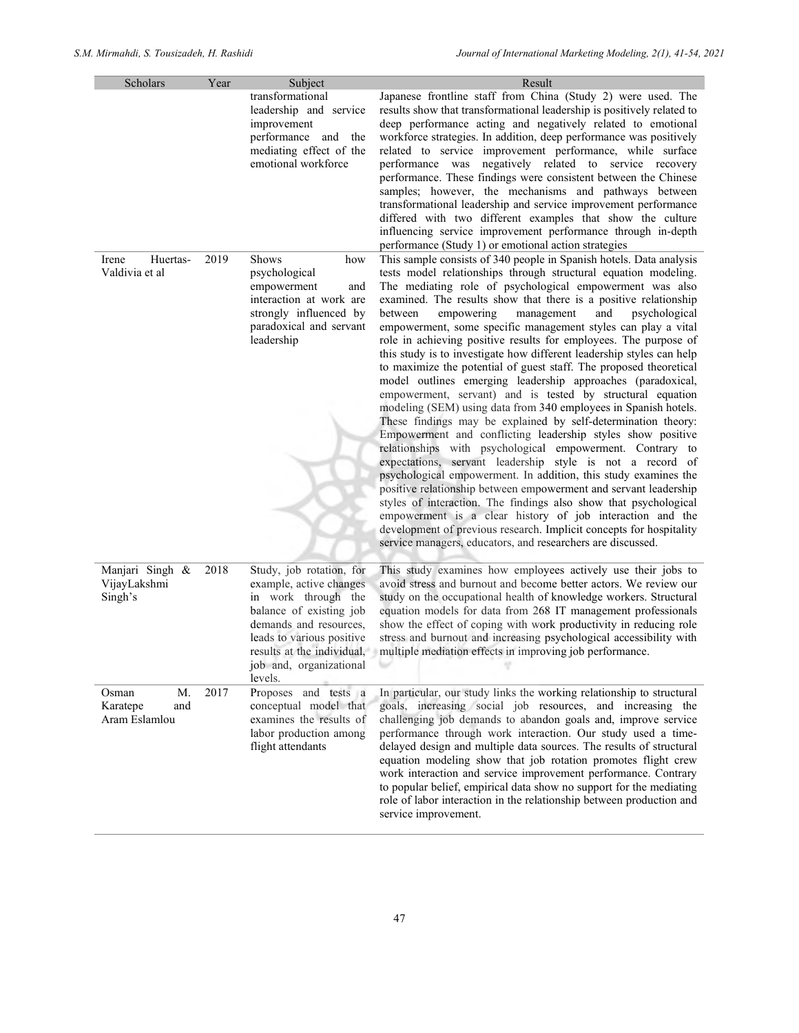| Scholars | Year | Subject | Result |
|---|---|---|---|
| | | transformational leadership and service improvement performance and the mediating effect of the emotional workforce | Japanese frontline staff from China (Study 2) were used. The results show that transformational leadership is positively related to deep performance acting and negatively related to emotional workforce strategies. In addition, deep performance was positively related to service improvement performance, while surface performance was negatively related to service recovery performance. These findings were consistent between the Chinese samples; however, the mechanisms and pathways between transformational leadership and service improvement performance differed with two different examples that show the culture influencing service improvement performance through in-depth performance (Study 1) or emotional action strategies |
| Irene Huertas-Valdivia et al | 2019 | Shows how psychological empowerment and interaction at work are strongly influenced by paradoxical and servant leadership | This sample consists of 340 people in Spanish hotels. Data analysis tests model relationships through structural equation modeling. The mediating role of psychological empowerment was also examined. The results show that there is a positive relationship between empowering management and psychological empowerment, some specific management styles can play a vital role in achieving positive results for employees. The purpose of this study is to investigate how different leadership styles can help to maximize the potential of guest staff. The proposed theoretical model outlines emerging leadership approaches (paradoxical, empowerment, servant) and is tested by structural equation modeling (SEM) using data from 340 employees in Spanish hotels. These findings may be explained by self-determination theory: Empowerment and conflicting leadership styles show positive relationships with psychological empowerment. Contrary to expectations, servant leadership style is not a record of psychological empowerment. In addition, this study examines the positive relationship between empowerment and servant leadership styles of interaction. The findings also show that psychological empowerment is a clear history of job interaction and the development of previous research. Implicit concepts for hospitality service managers, educators, and researchers are discussed. |
| Manjari Singh & VijayLakshmi Singh's | 2018 | Study, job rotation, for example, active changes in work through the balance of existing job demands and resources, leads to various positive results at the individual, job and, organizational levels. | This study examines how employees actively use their jobs to avoid stress and burnout and become better actors. We review our study on the occupational health of knowledge workers. Structural equation models for data from 268 IT management professionals show the effect of coping with work productivity in reducing role stress and burnout and increasing psychological accessibility with multiple mediation effects in improving job performance. |
| Osman M. Karatepe and Aram Eslamlou | 2017 | Proposes and tests a conceptual model that examines the results of labor production among flight attendants | In particular, our study links the working relationship to structural goals, increasing social job resources, and increasing the challenging job demands to abandon goals and, improve service performance through work interaction. Our study used a time-delayed design and multiple data sources. The results of structural equation modeling show that job rotation promotes flight crew work interaction and service improvement performance. Contrary to popular belief, empirical data show no support for the mediating role of labor interaction in the relationship between production and service improvement. |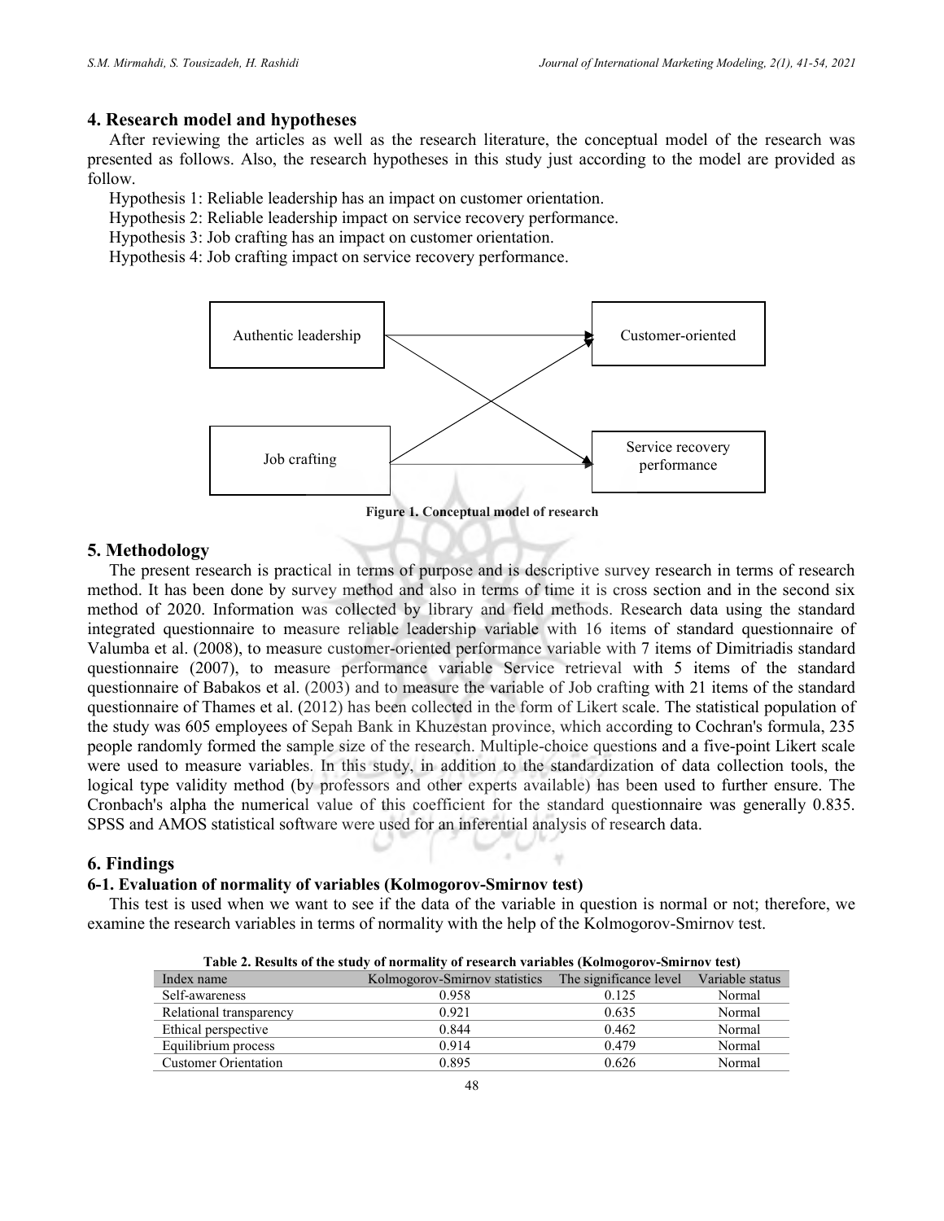## 4. Research model and hypotheses

After reviewing the articles as well as the research literature, the conceptual model of the research was presented as follows. Also, the research hypotheses in this study just according to the model are provided as follow.

Hypothesis 1: Reliable leadership has an impact on customer orientation.

Hypothesis 2: Reliable leadership impact on service recovery performance.

Hypothesis 3: Job crafting has an impact on customer orientation.

Hypothesis 4: Job crafting impact on service recovery performance.

Authentic leadership

Customer-oriented

Job crafting

Service recovery performance

**Figure 1. Conceptual model of research**

## 5. Methodology

The present research is practical in terms of purpose and is descriptive survey research in terms of research method. It has been done by survey method and also in terms of time it is cross section and in the second six method of 2020. Information was collected by library and field methods. Research data using the standard integrated questionnaire to measure reliable leadership variable with 16 items of standard questionnaire of Valumba et al. (2008), to measure customer-oriented performance variable with 7 items of Dimitriadis standard questionnaire (2007), to measure performance variable Service retrieval with 5 items of the standard questionnaire of Babakos et al. (2003) and to measure the variable of Job crafting with 21 items of the standard questionnaire of Thames et al. (2012) has been collected in the form of Likert scale. The statistical population of the study was 605 employees of Sepah Bank in Khuzestan province, which according to Cochran's formula, 235 people randomly formed the sample size of the research. Multiple-choice questions and a five-point Likert scale were used to measure variables. In this study, in addition to the standardization of data collection tools, the logical type validity method (by professors and other experts available) has been used to further ensure. The Cronbach's alpha the numerical value of this coefficient for the standard questionnaire was generally 0.835. SPSS and AMOS statistical software were used for an inferential analysis of research data.

## 6. Findings

### 6-1. Evaluation of normality of variables (Kolmogorov-Smirnov test)

This test is used when we want to see if the data of the variable in question is normal or not; therefore, we examine the research variables in terms of normality with the help of the Kolmogorov-Smirnov test.

**Table 2. Results of the study of normality of research variables (Kolmogorov-Smirnov test)**

| Index name | Kolmogorov-Smirnov statistics | The significance level | Variable status |
|---|---|---|---|
| Self-awareness | 0.958 | 0.125 | Normal |
| Relational transparency | 0.921 | 0.635 | Normal |
| Ethical perspective | 0.844 | 0.462 | Normal |
| Equilibrium process | 0.914 | 0.479 | Normal |
| Customer Orientation | 0.895 | 0.626 | Normal |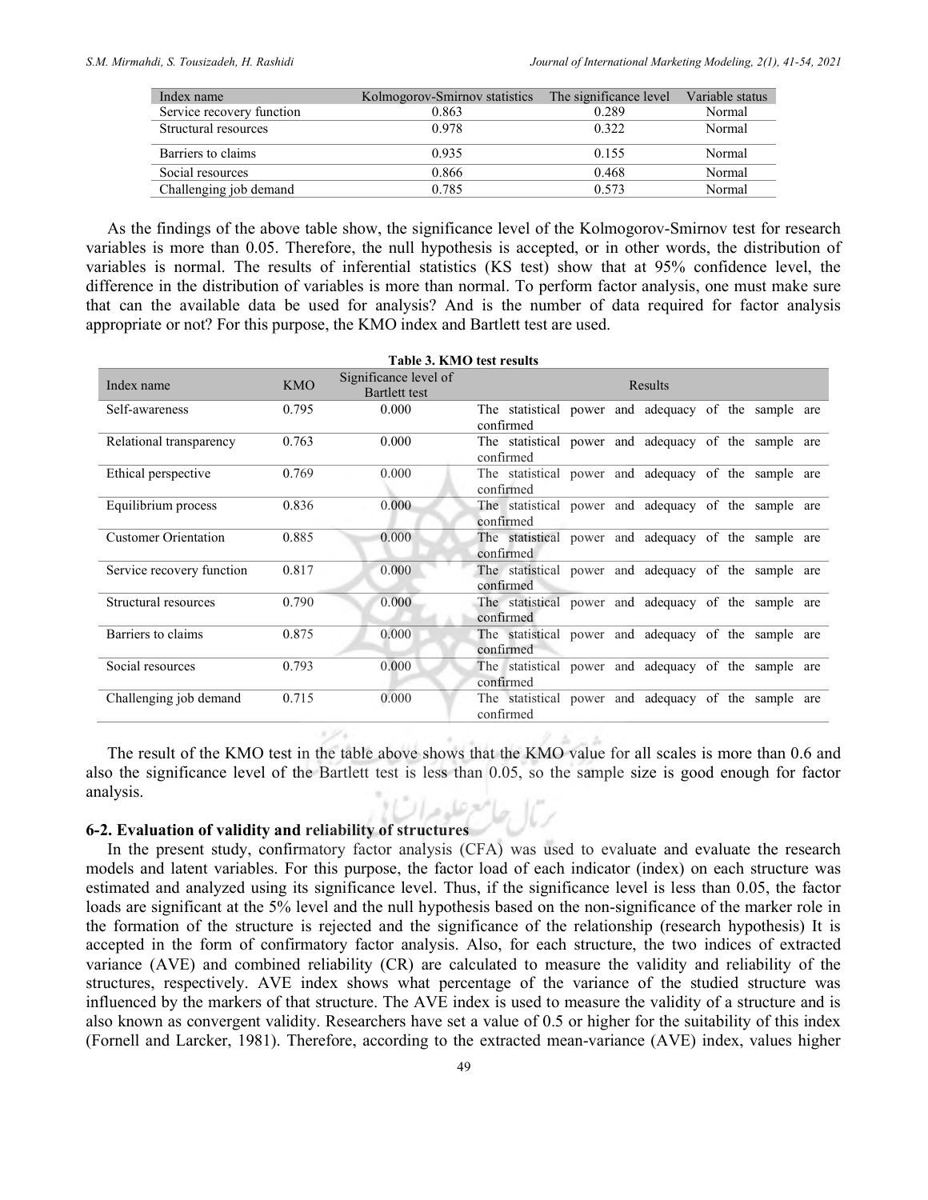| Index name | Kolmogorov-Smirnov statistics | The significance level | Variable status |
|---|---|---|---|
| Service recovery function | 0.863 | 0.289 | Normal |
| Structural resources | 0.978 | 0.322 | Normal |
| Barriers to claims | 0.935 | 0.155 | Normal |
| Social resources | 0.866 | 0.468 | Normal |
| Challenging job demand | 0.785 | 0.573 | Normal |

As the findings of the above table show, the significance level of the Kolmogorov-Smirnov test for research variables is more than 0.05. Therefore, the null hypothesis is accepted, or in other words, the distribution of variables is normal. The results of inferential statistics (KS test) show that at 95% confidence level, the difference in the distribution of variables is more than normal. To perform factor analysis, one must make sure that can the available data be used for analysis? And is the number of data required for factor analysis appropriate or not? For this purpose, the KMO index and Bartlett test are used.

**Table 3. KMO test results**

| Index name | KMO | Significance level of Bartlett test | Results |
|---|---|---|---|
| Self-awareness | 0.795 | 0.000 | The statistical power and adequacy of the sample are confirmed |
| Relational transparency | 0.763 | 0.000 | The statistical power and adequacy of the sample are confirmed |
| Ethical perspective | 0.769 | 0.000 | The statistical power and adequacy of the sample are confirmed |
| Equilibrium process | 0.836 | 0.000 | The statistical power and adequacy of the sample are confirmed |
| Customer Orientation | 0.885 | 0.000 | The statistical power and adequacy of the sample are confirmed |
| Service recovery function | 0.817 | 0.000 | The statistical power and adequacy of the sample are confirmed |
| Structural resources | 0.790 | 0.000 | The statistical power and adequacy of the sample are confirmed |
| Barriers to claims | 0.875 | 0.000 | The statistical power and adequacy of the sample are confirmed |
| Social resources | 0.793 | 0.000 | The statistical power and adequacy of the sample are confirmed |
| Challenging job demand | 0.715 | 0.000 | The statistical power and adequacy of the sample are confirmed |

The result of the KMO test in the table above shows that the KMO value for all scales is more than 0.6 and also the significance level of the Bartlett test is less than 0.05, so the sample size is good enough for factor analysis.

### 6-2. Evaluation of validity and reliability of structures

In the present study, confirmatory factor analysis (CFA) was used to evaluate and evaluate the research models and latent variables. For this purpose, the factor load of each indicator (index) on each structure was estimated and analyzed using its significance level. Thus, if the significance level is less than 0.05, the factor loads are significant at the 5% level and the null hypothesis based on the non-significance of the marker role in the formation of the structure is rejected and the significance of the relationship (research hypothesis) It is accepted in the form of confirmatory factor analysis. Also, for each structure, the two indices of extracted variance (AVE) and combined reliability (CR) are calculated to measure the validity and reliability of the structures, respectively. AVE index shows what percentage of the variance of the studied structure was influenced by the markers of that structure. The AVE index is used to measure the validity of a structure and is also known as convergent validity. Researchers have set a value of 0.5 or higher for the suitability of this index (Fornell and Larcker, 1981). Therefore, according to the extracted mean-variance (AVE) index, values higher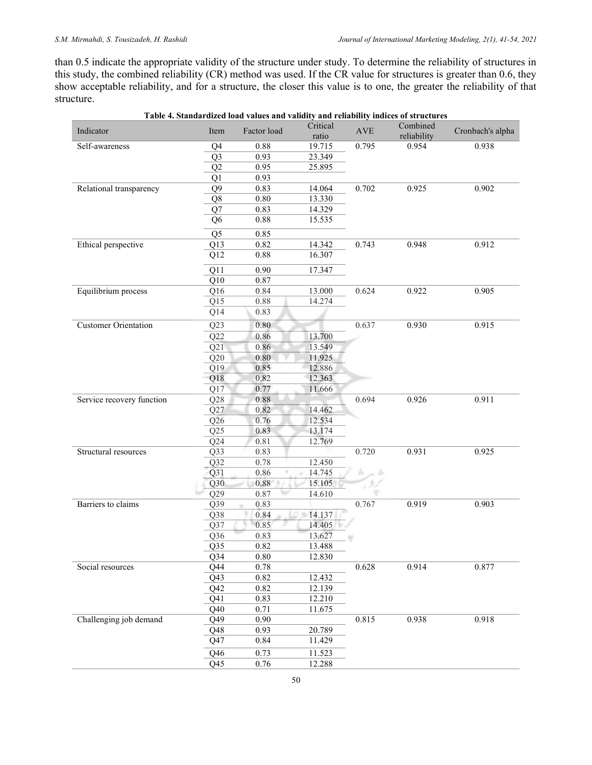than 0.5 indicate the appropriate validity of the structure under study. To determine the reliability of structures in this study, the combined reliability (CR) method was used. If the CR value for structures is greater than 0.6, they show acceptable reliability, and for a structure, the closer this value is to one, the greater the reliability of that structure.

**Table 4. Standardized load values and validity and reliability indices of structures**

| Indicator | Item | Factor load | Critical ratio | AVE | Combined reliability | Cronbach's alpha |
|---|---|---|---|---|---|---|
| Self-awareness | Q4 | 0.88 | 19.715 | 0.795 | 0.954 | 0.938 |
| | Q3 | 0.93 | 23.349 | | | |
| | Q2 | 0.95 | 25.895 | | | |
| | Q1 | 0.93 | | | | |
| Relational transparency | Q9 | 0.83 | 14.064 | 0.702 | 0.925 | 0.902 |
| | Q8 | 0.80 | 13.330 | | | |
| | Q7 | 0.83 | 14.329 | | | |
| | Q6 | 0.88 | 15.535 | | | |
| | Q5 | 0.85 | | | | |
| Ethical perspective | Q13 | 0.82 | 14.342 | 0.743 | 0.948 | 0.912 |
| | Q12 | 0.88 | 16.307 | | | |
| | Q11 | 0.90 | 17.347 | | | |
| | Q10 | 0.87 | | | | |
| Equilibrium process | Q16 | 0.84 | 13.000 | 0.624 | 0.922 | 0.905 |
| | Q15 | 0.88 | 14.274 | | | |
| | Q14 | 0.83 | | | | |
| Customer Orientation | Q23 | 0.80 | | 0.637 | 0.930 | 0.915 |
| | Q22 | 0.86 | 13.700 | | | |
| | Q21 | 0.86 | 13.549 | | | |
| | Q20 | 0.80 | 11.925 | | | |
| | Q19 | 0.85 | 12.886 | | | |
| | Q18 | 0.82 | 12.363 | | | |
| | Q17 | 0.77 | 11.666 | | | |
| Service recovery function | Q28 | 0.88 | | 0.694 | 0.926 | 0.911 |
| | Q27 | 0.82 | 14.462 | | | |
| | Q26 | 0.76 | 12.534 | | | |
| | Q25 | 0.83 | 13.174 | | | |
| | Q24 | 0.81 | 12.769 | | | |
| Structural resources | Q33 | 0.83 | | 0.720 | 0.931 | 0.925 |
| | Q32 | 0.78 | 12.450 | | | |
| | Q31 | 0.86 | 14.745 | | | |
| | Q30 | 0.88 | 15.105 | | | |
| | Q29 | 0.87 | 14.610 | | | |
| Barriers to claims | Q39 | 0.83 | | 0.767 | 0.919 | 0.903 |
| | Q38 | 0.84 | 14.137 | | | |
| | Q37 | 0.85 | 14.405 | | | |
| | Q36 | 0.83 | 13.627 | | | |
| | Q35 | 0.82 | 13.488 | | | |
| | Q34 | 0.80 | 12.830 | | | |
| Social resources | Q44 | 0.78 | | 0.628 | 0.914 | 0.877 |
| | Q43 | 0.82 | 12.432 | | | |
| | Q42 | 0.82 | 12.139 | | | |
| | Q41 | 0.83 | 12.210 | | | |
| | Q40 | 0.71 | 11.675 | | | |
| Challenging job demand | Q49 | 0.90 | | 0.815 | 0.938 | 0.918 |
| | Q48 | 0.93 | 20.789 | | | |
| | Q47 | 0.84 | 11.429 | | | |
| | Q46 | 0.73 | 11.523 | | | |
| | Q45 | 0.76 | 12.288 | | | |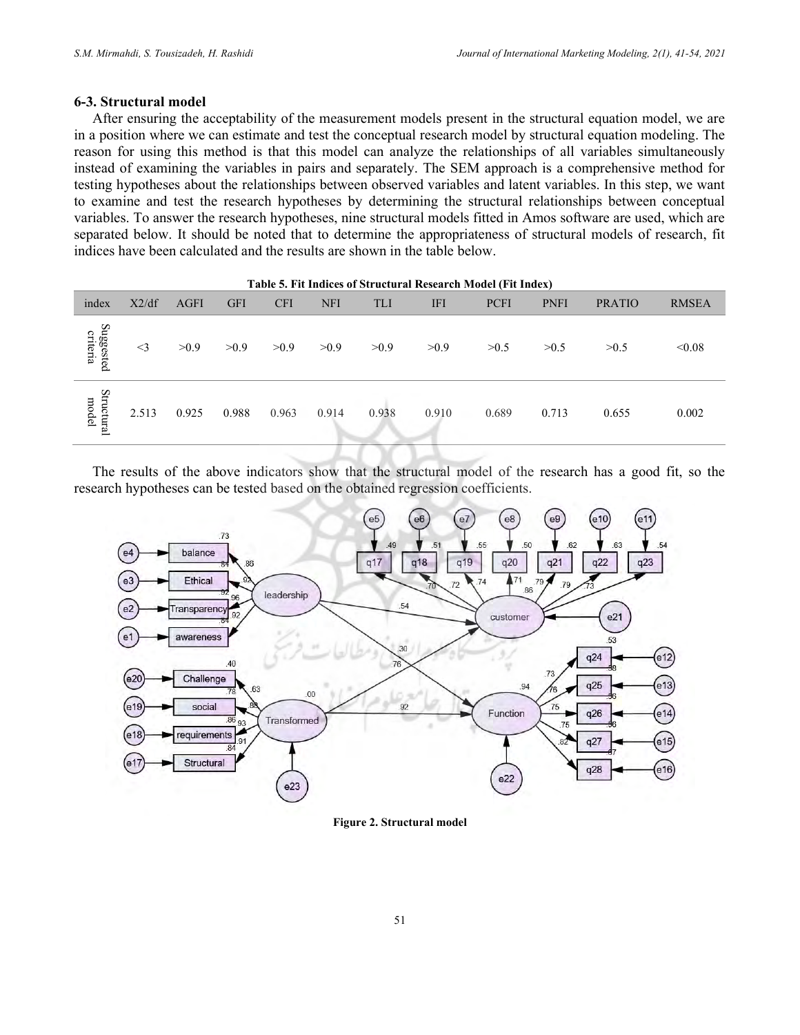### 6-3. Structural model

After ensuring the acceptability of the measurement models present in the structural equation model, we are in a position where we can estimate and test the conceptual research model by structural equation modeling. The reason for using this method is that this model can analyze the relationships of all variables simultaneously instead of examining the variables in pairs and separately. The SEM approach is a comprehensive method for testing hypotheses about the relationships between observed variables and latent variables. In this step, we want to examine and test the research hypotheses by determining the structural relationships between conceptual variables. To answer the research hypotheses, nine structural models fitted in Amos software are used, which are separated below. It should be noted that to determine the appropriateness of structural models of research, fit indices have been calculated and the results are shown in the table below.

**Table 5. Fit Indices of Structural Research Model (Fit Index)**

| index | X2/df | AGFI | GFI | CFI | NFI | TLI | IFI | PCFI | PNFI | PRATIO | RMSEA |
|---|---|---|---|---|---|---|---|---|---|---|---|
| Suggested criteria | <3 | >0.9 | >0.9 | >0.9 | >0.9 | >0.9 | >0.9 | >0.5 | >0.5 | >0.5 | <0.08 |
| Structural model | 2.513 | 0.925 | 0.988 | 0.963 | 0.914 | 0.938 | 0.910 | 0.689 | 0.713 | 0.655 | 0.002 |

The results of the above indicators show that the structural model of the research has a good fit, so the research hypotheses can be tested based on the obtained regression coefficients.

**Figure 2. Structural model**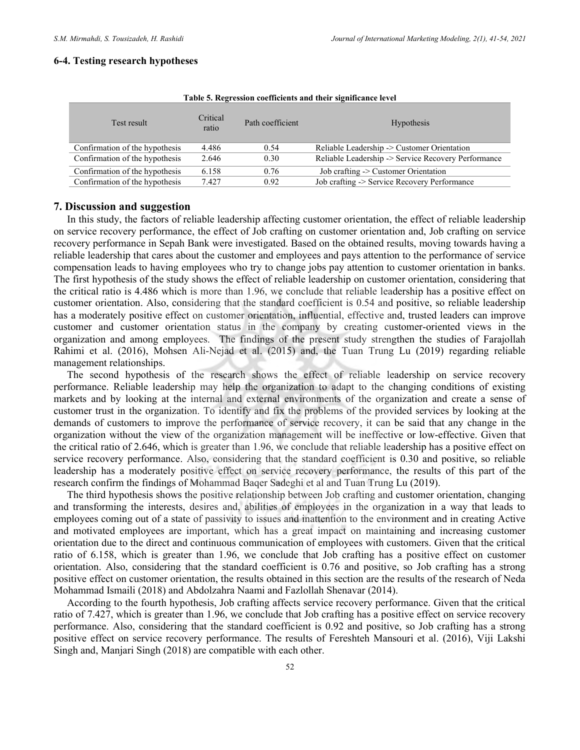### 6-4. Testing research hypotheses

**Table 5. Regression coefficients and their significance level**

| Test result | Critical ratio | Path coefficient | Hypothesis |
| --- | --- | --- | --- |
| Confirmation of the hypothesis | 4.486 | 0.54 | Reliable Leadership -> Customer Orientation |
| Confirmation of the hypothesis | 2.646 | 0.30 | Reliable Leadership -> Service Recovery Performance |
| Confirmation of the hypothesis | 6.158 | 0.76 | Job crafting -> Customer Orientation |
| Confirmation of the hypothesis | 7.427 | 0.92 | Job crafting -> Service Recovery Performance |

## 7. Discussion and suggestion

In this study, the factors of reliable leadership affecting customer orientation, the effect of reliable leadership on service recovery performance, the effect of Job crafting on customer orientation and, Job crafting on service recovery performance in Sepah Bank were investigated. Based on the obtained results, moving towards having a reliable leadership that cares about the customer and employees and pays attention to the performance of service compensation leads to having employees who try to change jobs pay attention to customer orientation in banks. The first hypothesis of the study shows the effect of reliable leadership on customer orientation, considering that the critical ratio is 4.486 which is more than 1.96, we conclude that reliable leadership has a positive effect on customer orientation. Also, considering that the standard coefficient is 0.54 and positive, so reliable leadership has a moderately positive effect on customer orientation, influential, effective and, trusted leaders can improve customer and customer orientation status in the company by creating customer-oriented views in the organization and among employees. The findings of the present study strengthen the studies of Farajollah Rahimi et al. (2016), Mohsen Ali-Nejad et al. (2015) and, the Tuan Trung Lu (2019) regarding reliable management relationships.

The second hypothesis of the research shows the effect of reliable leadership on service recovery performance. Reliable leadership may help the organization to adapt to the changing conditions of existing markets and by looking at the internal and external environments of the organization and create a sense of customer trust in the organization. To identify and fix the problems of the provided services by looking at the demands of customers to improve the performance of service recovery, it can be said that any change in the organization without the view of the organization management will be ineffective or low-effective. Given that the critical ratio of 2.646, which is greater than 1.96, we conclude that reliable leadership has a positive effect on service recovery performance. Also, considering that the standard coefficient is 0.30 and positive, so reliable leadership has a moderately positive effect on service recovery performance, the results of this part of the research confirm the findings of Mohammad Baqer Sadeghi et al and Tuan Trung Lu (2019).

The third hypothesis shows the positive relationship between Job crafting and customer orientation, changing and transforming the interests, desires and, abilities of employees in the organization in a way that leads to employees coming out of a state of passivity to issues and inattention to the environment and in creating Active and motivated employees are important, which has a great impact on maintaining and increasing customer orientation due to the direct and continuous communication of employees with customers. Given that the critical ratio of 6.158, which is greater than 1.96, we conclude that Job crafting has a positive effect on customer orientation. Also, considering that the standard coefficient is 0.76 and positive, so Job crafting has a strong positive effect on customer orientation, the results obtained in this section are the results of the research of Neda Mohammad Ismaili (2018) and Abdolzahra Naami and Fazlollah Shenavar (2014).

According to the fourth hypothesis, Job crafting affects service recovery performance. Given that the critical ratio of 7.427, which is greater than 1.96, we conclude that Job crafting has a positive effect on service recovery performance. Also, considering that the standard coefficient is 0.92 and positive, so Job crafting has a strong positive effect on service recovery performance. The results of Fereshteh Mansouri et al. (2016), Viji Lakshi Singh and, Manjari Singh (2018) are compatible with each other.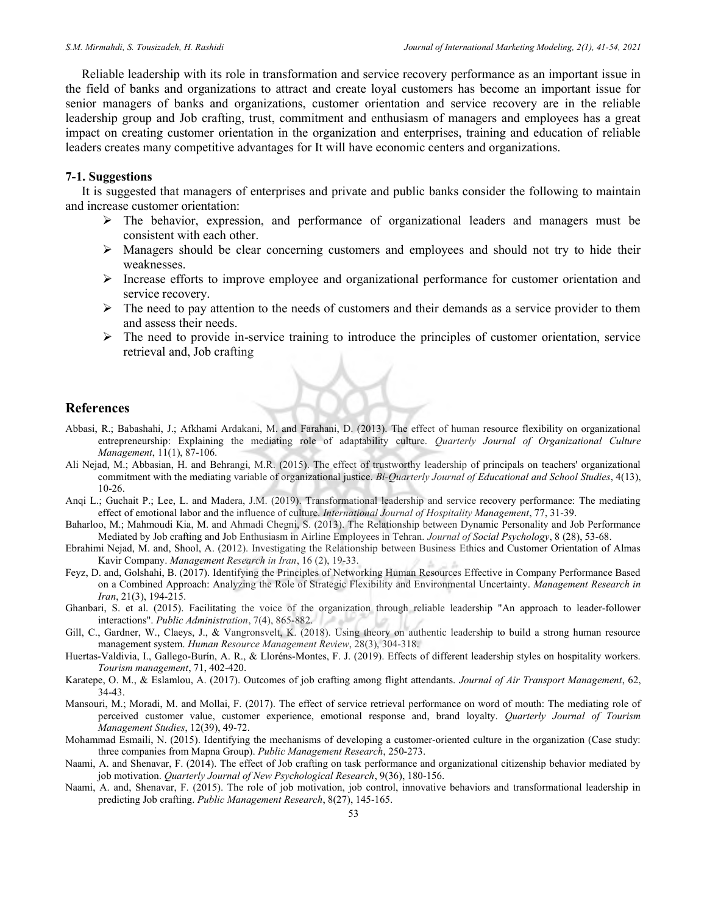Reliable leadership with its role in transformation and service recovery performance as an important issue in the field of banks and organizations to attract and create loyal customers has become an important issue for senior managers of banks and organizations, customer orientation and service recovery are in the reliable leadership group and Job crafting, trust, commitment and enthusiasm of managers and employees has a great impact on creating customer orientation in the organization and enterprises, training and education of reliable leaders creates many competitive advantages for It will have economic centers and organizations.

### 7-1. Suggestions

It is suggested that managers of enterprises and private and public banks consider the following to maintain and increase customer orientation:

- The behavior, expression, and performance of organizational leaders and managers must be consistent with each other.
- Managers should be clear concerning customers and employees and should not try to hide their weaknesses.
- Increase efforts to improve employee and organizational performance for customer orientation and service recovery.
- The need to pay attention to the needs of customers and their demands as a service provider to them and assess their needs.
- The need to provide in-service training to introduce the principles of customer orientation, service retrieval and, Job crafting

## References

Abbasi, R.; Babashahi, J.; Afkhami Ardakani, M. and Farahani, D. (2013). The effect of human resource flexibility on organizational entrepreneurship: Explaining the mediating role of adaptability culture. *Quarterly Journal of Organizational Culture Management*, 11(1), 87-106.

Ali Nejad, M.; Abbasian, H. and Behrangi, M.R. (2015). The effect of trustworthy leadership of principals on teachers' organizational commitment with the mediating variable of organizational justice. *Bi-Quarterly Journal of Educational and School Studies*, 4(13), 10-26.

Anqi L.; Guchait P.; Lee, L. and Madera, J.M. (2019). Transformational leadership and service recovery performance: The mediating effect of emotional labor and the influence of culture. *International Journal of Hospitality Management*, 77, 31-39.

Baharloo, M.; Mahmoudi Kia, M. and Ahmadi Chegni, S. (2013). The Relationship between Dynamic Personality and Job Performance Mediated by Job crafting and Job Enthusiasm in Airline Employees in Tehran. *Journal of Social Psychology*, 8 (28), 53-68.

Ebrahimi Nejad, M. and, Shool, A. (2012). Investigating the Relationship between Business Ethics and Customer Orientation of Almas Kavir Company. *Management Research in Iran*, 16 (2), 19-33.

Feyz, D. and, Golshahi, B. (2017). Identifying the Principles of Networking Human Resources Effective in Company Performance Based on a Combined Approach: Analyzing the Role of Strategic Flexibility and Environmental Uncertainty. *Management Research in Iran*, 21(3), 194-215.

Ghanbari, S. et al. (2015). Facilitating the voice of the organization through reliable leadership "An approach to leader-follower interactions". *Public Administration*, 7(4), 865-882.

Gill, C., Gardner, W., Claeys, J., & Vangronsvelt, K. (2018). Using theory on authentic leadership to build a strong human resource management system. *Human Resource Management Review*, 28(3), 304-318.

Huertas-Valdivia, I., Gallego-Burín, A. R., & Lloréns-Montes, F. J. (2019). Effects of different leadership styles on hospitality workers. *Tourism management*, 71, 402-420.

Karatepe, O. M., & Eslamlou, A. (2017). Outcomes of job crafting among flight attendants. *Journal of Air Transport Management*, 62, 34-43.

Mansouri, M.; Moradi, M. and Mollai, F. (2017). The effect of service retrieval performance on word of mouth: The mediating role of perceived customer value, customer experience, emotional response and, brand loyalty. *Quarterly Journal of Tourism Management Studies*, 12(39), 49-72.

Mohammad Esmaili, N. (2015). Identifying the mechanisms of developing a customer-oriented culture in the organization (Case study: three companies from Mapna Group). *Public Management Research*, 250-273.

Naami, A. and Shenavar, F. (2014). The effect of Job crafting on task performance and organizational citizenship behavior mediated by job motivation. *Quarterly Journal of New Psychological Research*, 9(36), 180-156.

Naami, A. and, Shenavar, F. (2015). The role of job motivation, job control, innovative behaviors and transformational leadership in predicting Job crafting. *Public Management Research*, 8(27), 145-165.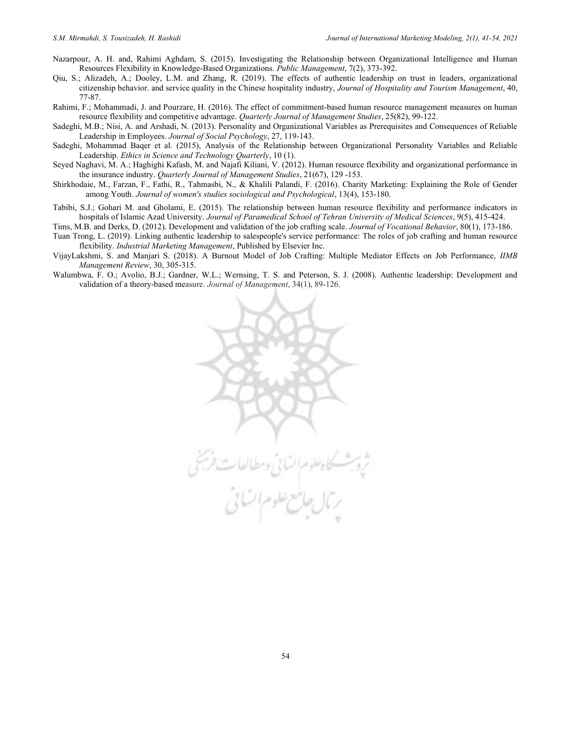Nazarpour, A. H. and, Rahimi Aghdam, S. (2015). Investigating the Relationship between Organizational Intelligence and Human Resources Flexibility in Knowledge-Based Organizations. *Public Management*, 7(2), 373-392.

Qiu, S.; Alizadeh, A.; Dooley, L.M. and Zhang, R. (2019). The effects of authentic leadership on trust in leaders, organizational citizenship behavior. and service quality in the Chinese hospitality industry, *Journal of Hospitality and Tourism Management*, 40, 77-87.

Rahimi, F.; Mohammadi, J. and Pourzare, H. (2016). The effect of commitment-based human resource management measures on human resource flexibility and competitive advantage. *Quarterly Journal of Management Studies*, 25(82), 99-122.

Sadeghi, M.B.; Nisi, A. and Arshadi, N. (2013). Personality and Organizational Variables as Prerequisites and Consequences of Reliable Leadership in Employees. *Journal of Social Psychology*, 27, 119-143.

Sadeghi, Mohammad Baqer et al. (2015), Analysis of the Relationship between Organizational Personality Variables and Reliable Leadership. *Ethics in Science and Technology Quarterly*, 10 (1).

Seyed Naghavi, M. A.; Haghighi Kafash, M. and Najafi Kiliani, V. (2012). Human resource flexibility and organizational performance in the insurance industry. *Quarterly Journal of Management Studies*, 21(67), 129 -153.

Shirkhodaie, M., Farzan, F., Fathi, R., Tahmasbi, N., & Khalili Palandi, F. (2016). Charity Marketing: Explaining the Role of Gender among Youth. *Journal of women's studies sociological and Psychological*, 13(4), 153-180.

Tabibi, S.J.; Gohari M. and Gholami, E. (2015). The relationship between human resource flexibility and performance indicators in hospitals of Islamic Azad University. *Journal of Paramedical School of Tehran University of Medical Sciences*, 9(5), 415-424.

Tims, M.B. and Derks, D. (2012). Development and validation of the job crafting scale. *Journal of Vocational Behavior*, 80(1), 173-186.

Tuan Trong, L. (2019). Linking authentic leadership to salespeople's service performance: The roles of job crafting and human resource flexibility. *Industrial Marketing Management*, Published by Elsevier Inc.

VijayLakshmi, S. and Manjari S. (2018). A Burnout Model of Job Crafting: Multiple Mediator Effects on Job Performance, *IIMB Management Review*, 30, 305-315.

Walumbwa, F. O.; Avolio, B.J.; Gardner, W.L.; Wernsing, T. S. and Peterson, S. J. (2008). Authentic leadership: Development and validation of a theory-based measure. *Journal of Management*, 34(1), 89-126.